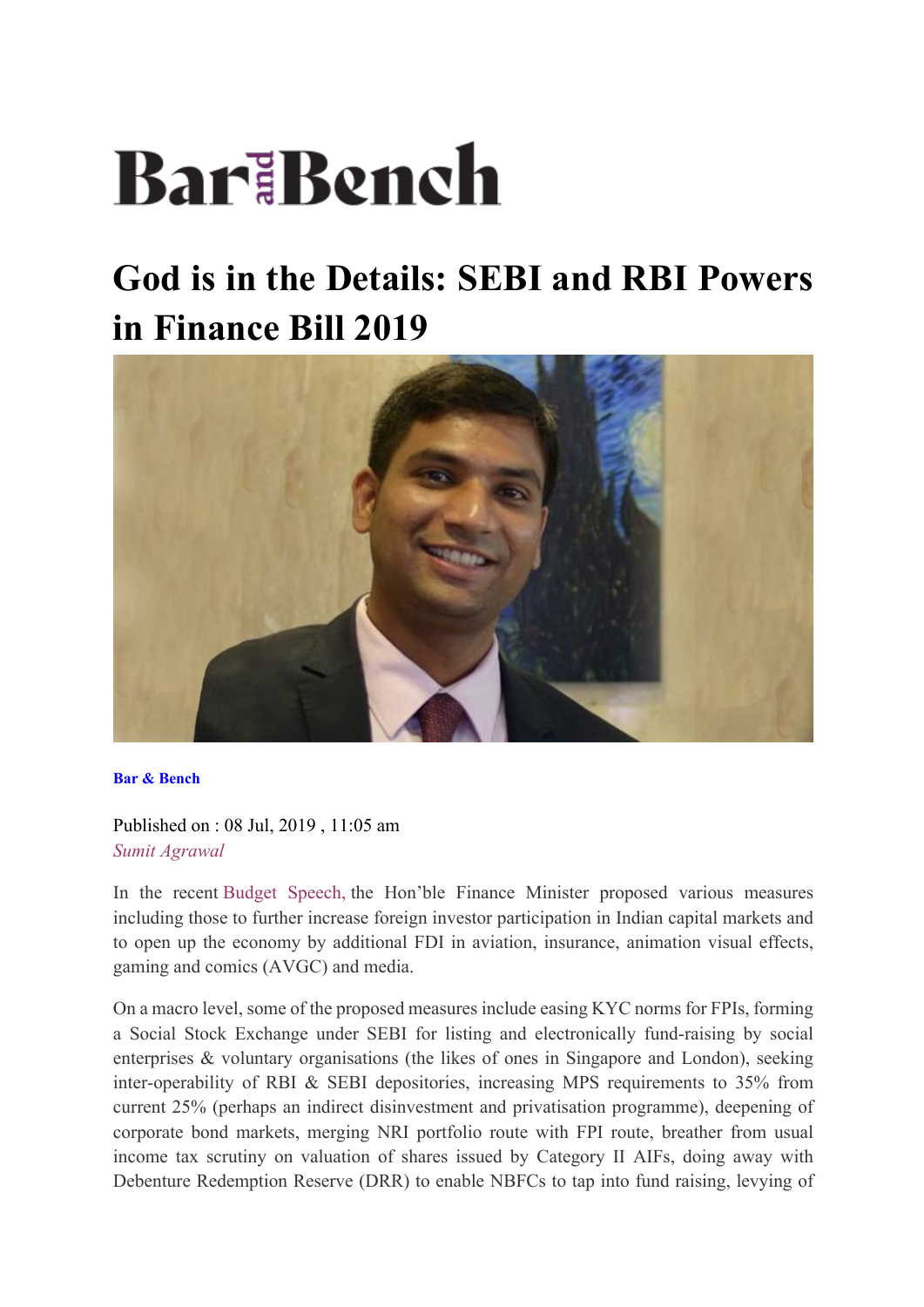# Bar and Bench

# God is in the Details: SEBI and RBI Powers in Finance Bill 2019

**Bar & Bench**

Published on : 08 Jul, 2019 , 11:05 am

*Sumit Agrawal*

In the recent Budget Speech, the Hon'ble Finance Minister proposed various measures including those to further increase foreign investor participation in Indian capital markets and to open up the economy by additional FDI in aviation, insurance, animation visual effects, gaming and comics (AVGC) and media.

On a macro level, some of the proposed measures include easing KYC norms for FPIs, forming a Social Stock Exchange under SEBI for listing and electronically fund-raising by social enterprises & voluntary organisations (the likes of ones in Singapore and London), seeking inter-operability of RBI & SEBI depositories, increasing MPS requirements to 35% from current 25% (perhaps an indirect disinvestment and privatisation programme), deepening of corporate bond markets, merging NRI portfolio route with FPI route, breather from usual income tax scrutiny on valuation of shares issued by Category II AIFs, doing away with Debenture Redemption Reserve (DRR) to enable NBFCs to tap into fund raising, levying of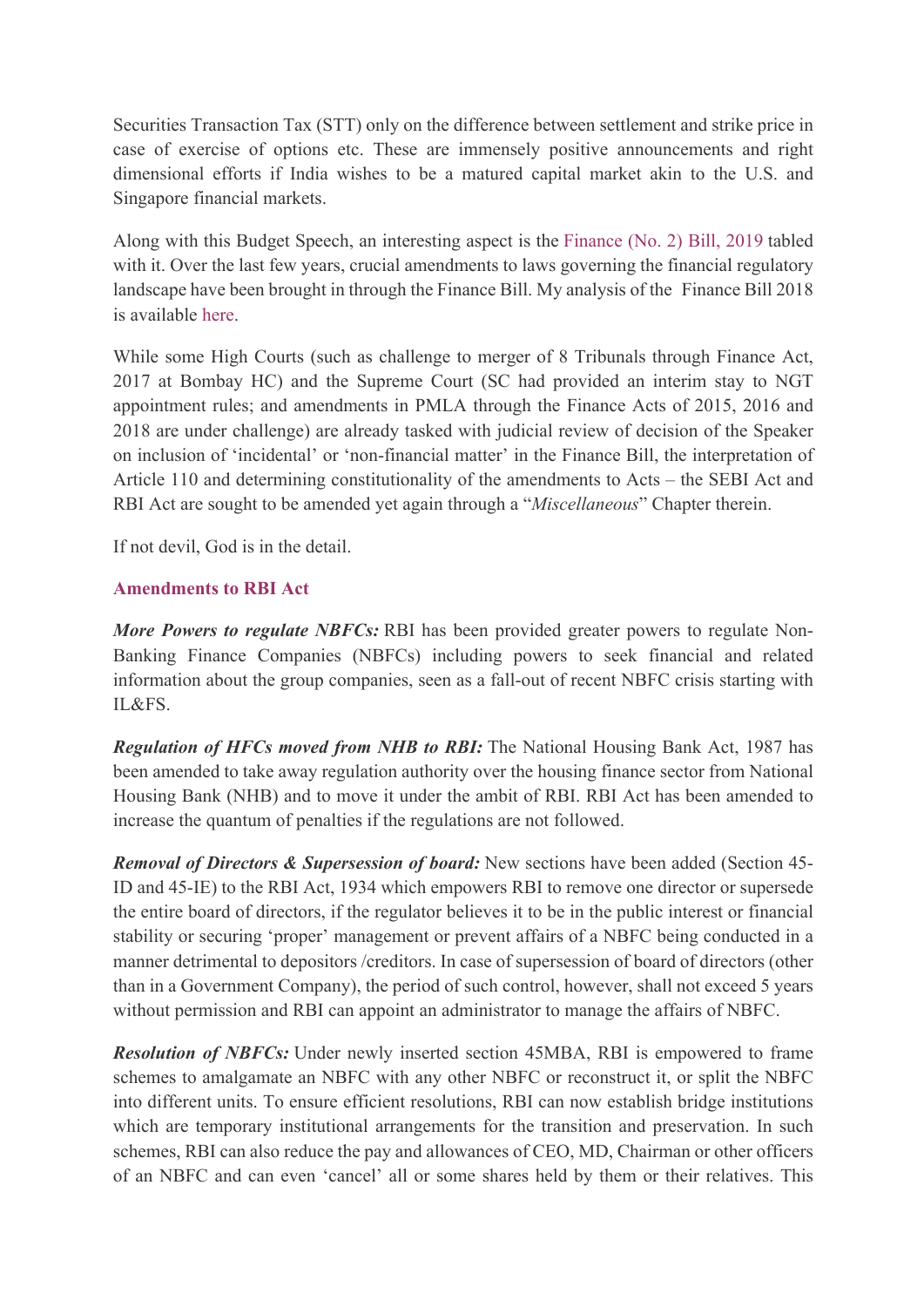Securities Transaction Tax (STT) only on the difference between settlement and strike price in case of exercise of options etc. These are immensely positive announcements and right dimensional efforts if India wishes to be a matured capital market akin to the U.S. and Singapore financial markets.

Along with this Budget Speech, an interesting aspect is the Finance (No. 2) Bill, 2019 tabled with it. Over the last few years, crucial amendments to laws governing the financial regulatory landscape have been brought in through the Finance Bill. My analysis of the Finance Bill 2018 is available here.

While some High Courts (such as challenge to merger of 8 Tribunals through Finance Act, 2017 at Bombay HC) and the Supreme Court (SC had provided an interim stay to NGT appointment rules; and amendments in PMLA through the Finance Acts of 2015, 2016 and 2018 are under challenge) are already tasked with judicial review of decision of the Speaker on inclusion of 'incidental' or 'non-financial matter' in the Finance Bill, the interpretation of Article 110 and determining constitutionality of the amendments to Acts – the SEBI Act and RBI Act are sought to be amended yet again through a "*Miscellaneous*" Chapter therein.

If not devil, God is in the detail.

### Amendments to RBI Act

***More Powers to regulate NBFCs:*** RBI has been provided greater powers to regulate Non-Banking Finance Companies (NBFCs) including powers to seek financial and related information about the group companies, seen as a fall-out of recent NBFC crisis starting with IL&FS.

***Regulation of HFCs moved from NHB to RBI:*** The National Housing Bank Act, 1987 has been amended to take away regulation authority over the housing finance sector from National Housing Bank (NHB) and to move it under the ambit of RBI. RBI Act has been amended to increase the quantum of penalties if the regulations are not followed.

***Removal of Directors & Supersession of board:*** New sections have been added (Section 45-ID and 45-IE) to the RBI Act, 1934 which empowers RBI to remove one director or supersede the entire board of directors, if the regulator believes it to be in the public interest or financial stability or securing 'proper' management or prevent affairs of a NBFC being conducted in a manner detrimental to depositors /creditors. In case of supersession of board of directors (other than in a Government Company), the period of such control, however, shall not exceed 5 years without permission and RBI can appoint an administrator to manage the affairs of NBFC.

***Resolution of NBFCs:*** Under newly inserted section 45MBA, RBI is empowered to frame schemes to amalgamate an NBFC with any other NBFC or reconstruct it, or split the NBFC into different units. To ensure efficient resolutions, RBI can now establish bridge institutions which are temporary institutional arrangements for the transition and preservation. In such schemes, RBI can also reduce the pay and allowances of CEO, MD, Chairman or other officers of an NBFC and can even 'cancel' all or some shares held by them or their relatives. This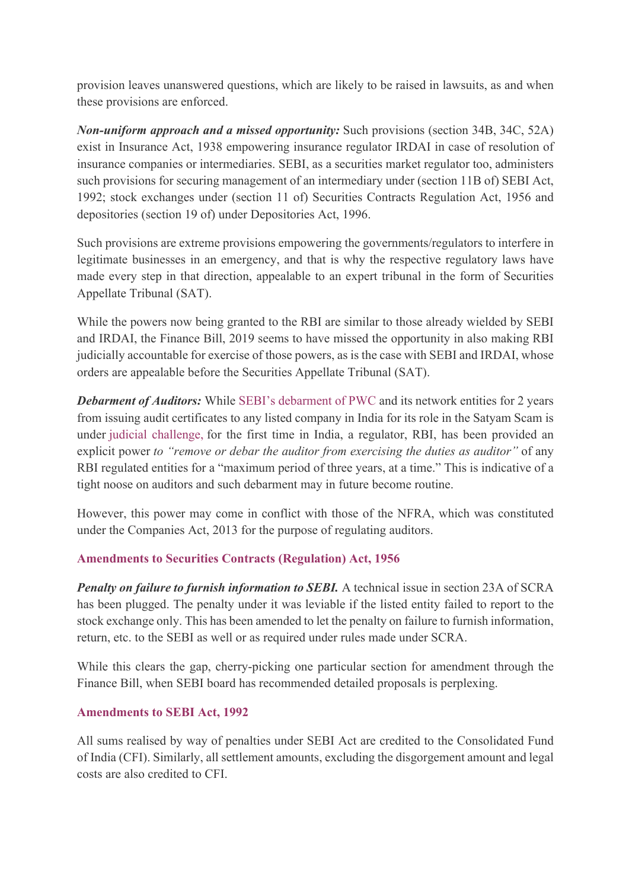provision leaves unanswered questions, which are likely to be raised in lawsuits, as and when these provisions are enforced.

***Non-uniform approach and a missed opportunity:*** Such provisions (section 34B, 34C, 52A) exist in Insurance Act, 1938 empowering insurance regulator IRDAI in case of resolution of insurance companies or intermediaries. SEBI, as a securities market regulator too, administers such provisions for securing management of an intermediary under (section 11B of) SEBI Act, 1992; stock exchanges under (section 11 of) Securities Contracts Regulation Act, 1956 and depositories (section 19 of) under Depositories Act, 1996.

Such provisions are extreme provisions empowering the governments/regulators to interfere in legitimate businesses in an emergency, and that is why the respective regulatory laws have made every step in that direction, appealable to an expert tribunal in the form of Securities Appellate Tribunal (SAT).

While the powers now being granted to the RBI are similar to those already wielded by SEBI and IRDAI, the Finance Bill, 2019 seems to have missed the opportunity in also making RBI judicially accountable for exercise of those powers, as is the case with SEBI and IRDAI, whose orders are appealable before the Securities Appellate Tribunal (SAT).

***Debarment of Auditors:*** While SEBI's debarment of PWC and its network entities for 2 years from issuing audit certificates to any listed company in India for its role in the Satyam Scam is under judicial challenge, for the first time in India, a regulator, RBI, has been provided an explicit power *to "remove or debar the auditor from exercising the duties as auditor"* of any RBI regulated entities for a "maximum period of three years, at a time." This is indicative of a tight noose on auditors and such debarment may in future become routine.

However, this power may come in conflict with those of the NFRA, which was constituted under the Companies Act, 2013 for the purpose of regulating auditors.

### Amendments to Securities Contracts (Regulation) Act, 1956

***Penalty on failure to furnish information to SEBI.*** A technical issue in section 23A of SCRA has been plugged. The penalty under it was leviable if the listed entity failed to report to the stock exchange only. This has been amended to let the penalty on failure to furnish information, return, etc. to the SEBI as well or as required under rules made under SCRA.

While this clears the gap, cherry-picking one particular section for amendment through the Finance Bill, when SEBI board has recommended detailed proposals is perplexing.

### Amendments to SEBI Act, 1992

All sums realised by way of penalties under SEBI Act are credited to the Consolidated Fund of India (CFI). Similarly, all settlement amounts, excluding the disgorgement amount and legal costs are also credited to CFI.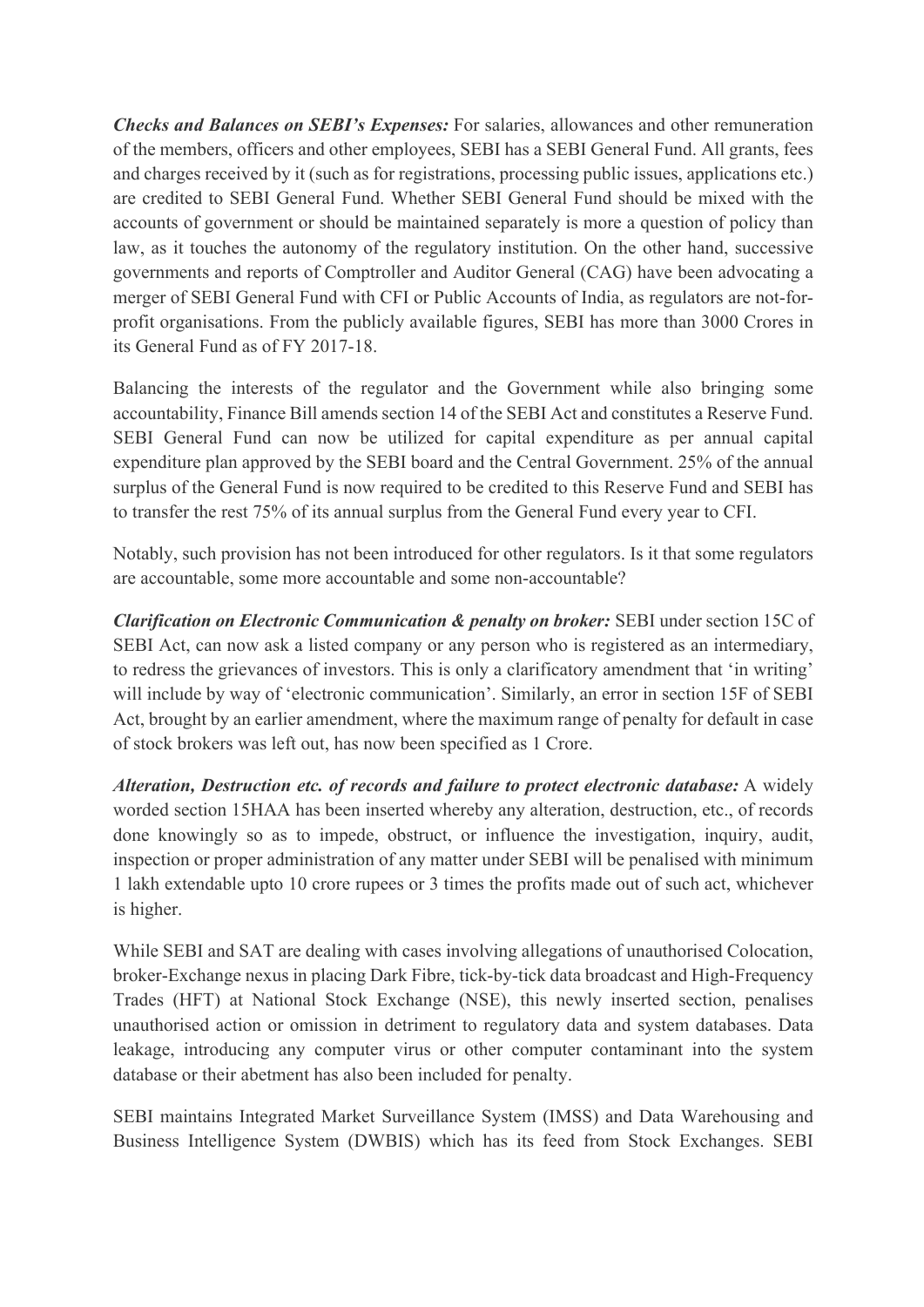***Checks and Balances on SEBI's Expenses:*** For salaries, allowances and other remuneration of the members, officers and other employees, SEBI has a SEBI General Fund. All grants, fees and charges received by it (such as for registrations, processing public issues, applications etc.) are credited to SEBI General Fund. Whether SEBI General Fund should be mixed with the accounts of government or should be maintained separately is more a question of policy than law, as it touches the autonomy of the regulatory institution. On the other hand, successive governments and reports of Comptroller and Auditor General (CAG) have been advocating a merger of SEBI General Fund with CFI or Public Accounts of India, as regulators are not-for-profit organisations. From the publicly available figures, SEBI has more than 3000 Crores in its General Fund as of FY 2017-18.

Balancing the interests of the regulator and the Government while also bringing some accountability, Finance Bill amends section 14 of the SEBI Act and constitutes a Reserve Fund. SEBI General Fund can now be utilized for capital expenditure as per annual capital expenditure plan approved by the SEBI board and the Central Government. 25% of the annual surplus of the General Fund is now required to be credited to this Reserve Fund and SEBI has to transfer the rest 75% of its annual surplus from the General Fund every year to CFI.

Notably, such provision has not been introduced for other regulators. Is it that some regulators are accountable, some more accountable and some non-accountable?

***Clarification on Electronic Communication & penalty on broker:*** SEBI under section 15C of SEBI Act, can now ask a listed company or any person who is registered as an intermediary, to redress the grievances of investors. This is only a clarificatory amendment that 'in writing' will include by way of 'electronic communication'. Similarly, an error in section 15F of SEBI Act, brought by an earlier amendment, where the maximum range of penalty for default in case of stock brokers was left out, has now been specified as 1 Crore.

***Alteration, Destruction etc. of records and failure to protect electronic database:*** A widely worded section 15HAA has been inserted whereby any alteration, destruction, etc., of records done knowingly so as to impede, obstruct, or influence the investigation, inquiry, audit, inspection or proper administration of any matter under SEBI will be penalised with minimum 1 lakh extendable upto 10 crore rupees or 3 times the profits made out of such act, whichever is higher.

While SEBI and SAT are dealing with cases involving allegations of unauthorised Colocation, broker-Exchange nexus in placing Dark Fibre, tick-by-tick data broadcast and High-Frequency Trades (HFT) at National Stock Exchange (NSE), this newly inserted section, penalises unauthorised action or omission in detriment to regulatory data and system databases. Data leakage, introducing any computer virus or other computer contaminant into the system database or their abetment has also been included for penalty.

SEBI maintains Integrated Market Surveillance System (IMSS) and Data Warehousing and Business Intelligence System (DWBIS) which has its feed from Stock Exchanges. SEBI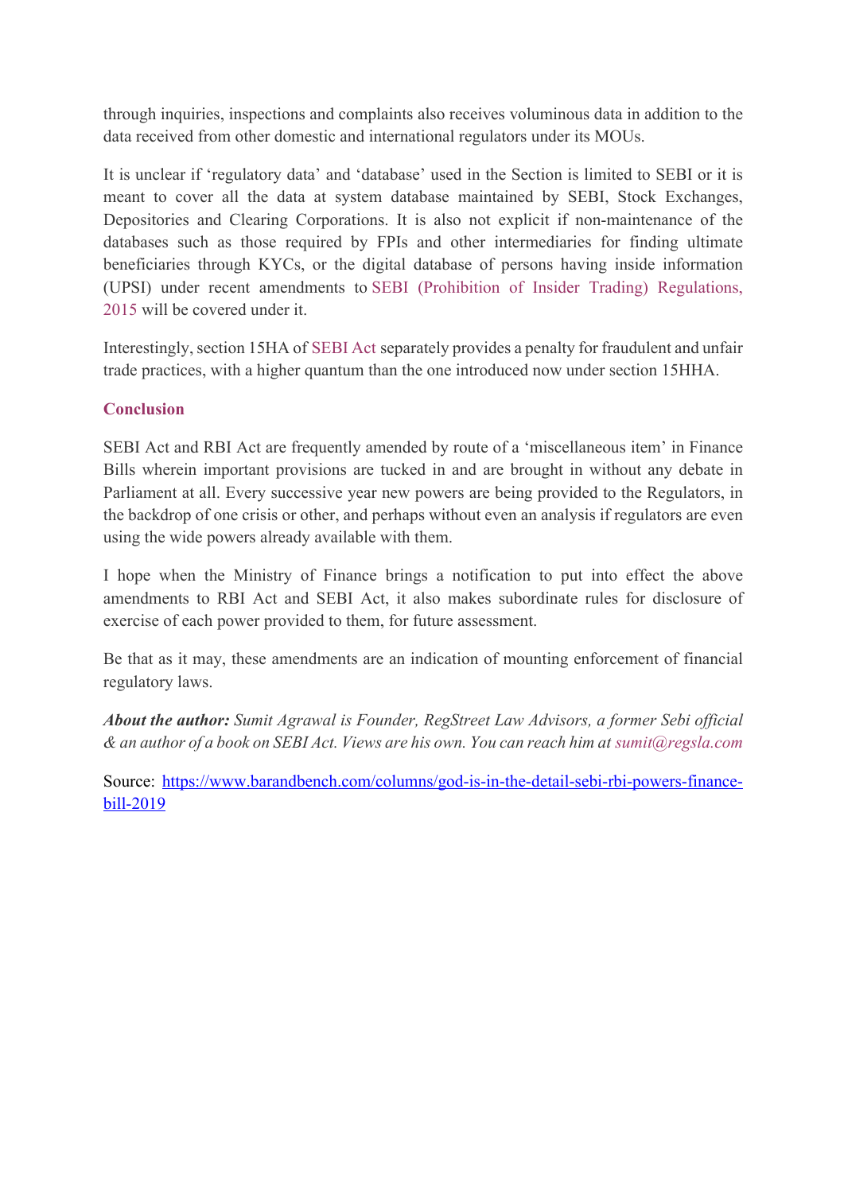through inquiries, inspections and complaints also receives voluminous data in addition to the data received from other domestic and international regulators under its MOUs.

It is unclear if 'regulatory data' and 'database' used in the Section is limited to SEBI or it is meant to cover all the data at system database maintained by SEBI, Stock Exchanges, Depositories and Clearing Corporations. It is also not explicit if non-maintenance of the databases such as those required by FPIs and other intermediaries for finding ultimate beneficiaries through KYCs, or the digital database of persons having inside information (UPSI) under recent amendments to SEBI (Prohibition of Insider Trading) Regulations, 2015 will be covered under it.

Interestingly, section 15HA of SEBI Act separately provides a penalty for fraudulent and unfair trade practices, with a higher quantum than the one introduced now under section 15HHA.

## Conclusion

SEBI Act and RBI Act are frequently amended by route of a 'miscellaneous item' in Finance Bills wherein important provisions are tucked in and are brought in without any debate in Parliament at all. Every successive year new powers are being provided to the Regulators, in the backdrop of one crisis or other, and perhaps without even an analysis if regulators are even using the wide powers already available with them.

I hope when the Ministry of Finance brings a notification to put into effect the above amendments to RBI Act and SEBI Act, it also makes subordinate rules for disclosure of exercise of each power provided to them, for future assessment.

Be that as it may, these amendments are an indication of mounting enforcement of financial regulatory laws.

***About the author:*** *Sumit Agrawal is Founder, RegStreet Law Advisors, a former Sebi official & an author of a book on SEBI Act. Views are his own. You can reach him at sumit@regsla.com*

Source: https://www.barandbench.com/columns/god-is-in-the-detail-sebi-rbi-powers-finance-bill-2019